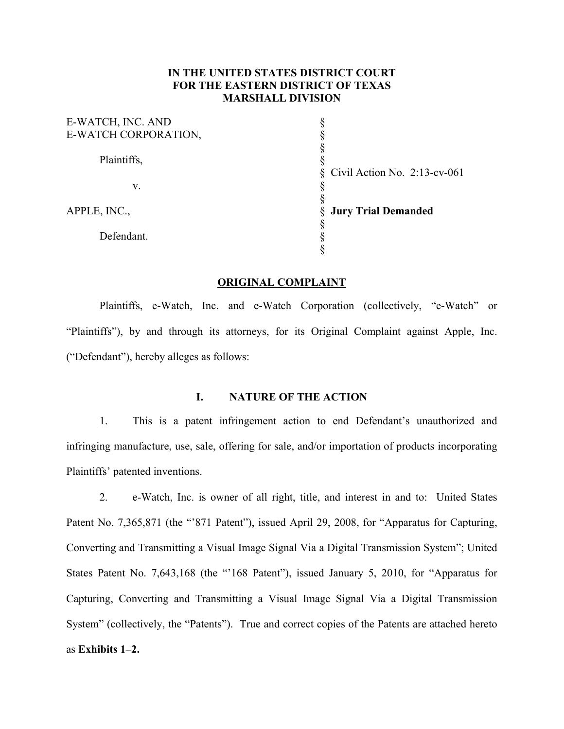**IN THE UNITED STATES DISTRICT COURT**
**FOR THE EASTERN DISTRICT OF TEXAS**
**MARSHALL DIVISION**

| | | |
|---|---|---|
| E-WATCH, INC. AND E-WATCH CORPORATION, | § | |
| Plaintiffs, | § | Civil Action No. 2:13-cv-061 |
| v. | § | |
| APPLE, INC., | § | **Jury Trial Demanded** |
| Defendant. | § | |

## ORIGINAL COMPLAINT

Plaintiffs, e-Watch, Inc. and e-Watch Corporation (collectively, "e-Watch" or "Plaintiffs"), by and through its attorneys, for its Original Complaint against Apple, Inc. ("Defendant"), hereby alleges as follows:

### I. NATURE OF THE ACTION

1. This is a patent infringement action to end Defendant's unauthorized and infringing manufacture, use, sale, offering for sale, and/or importation of products incorporating Plaintiffs' patented inventions.

2. e-Watch, Inc. is owner of all right, title, and interest in and to: United States Patent No. 7,365,871 (the "'871 Patent"), issued April 29, 2008, for "Apparatus for Capturing, Converting and Transmitting a Visual Image Signal Via a Digital Transmission System"; United States Patent No. 7,643,168 (the "'168 Patent"), issued January 5, 2010, for "Apparatus for Capturing, Converting and Transmitting a Visual Image Signal Via a Digital Transmission System" (collectively, the "Patents"). True and correct copies of the Patents are attached hereto as **Exhibits 1–2.**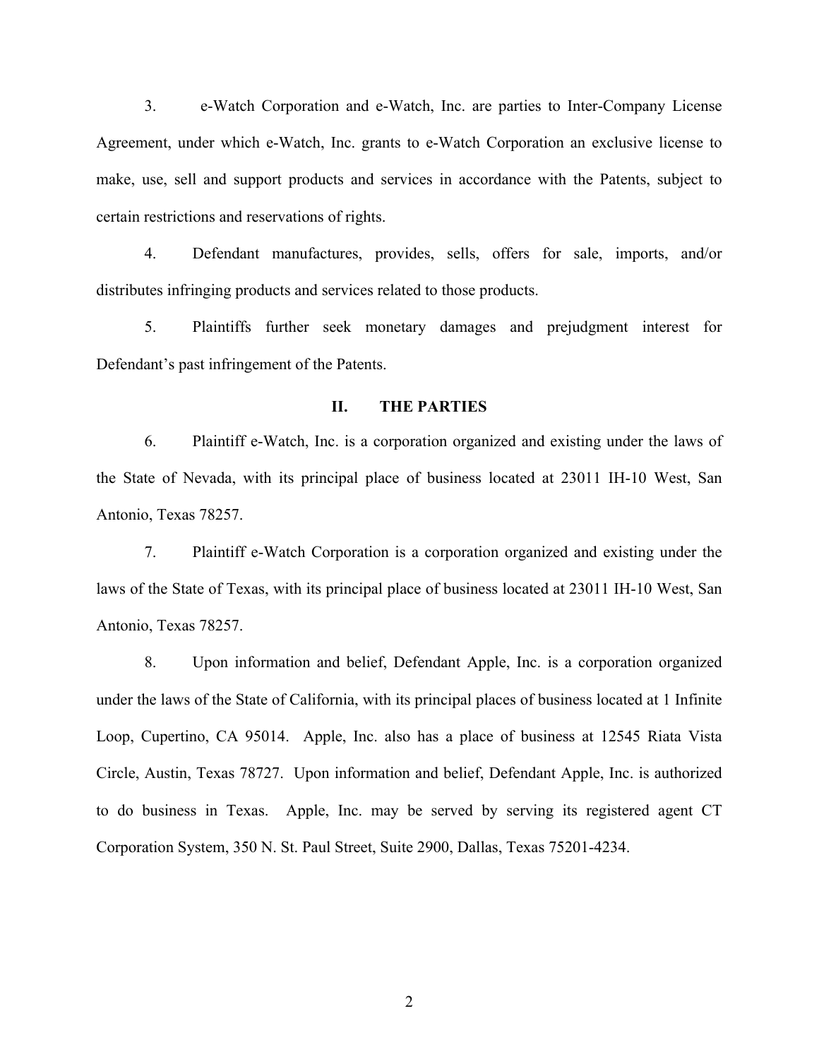3. e-Watch Corporation and e-Watch, Inc. are parties to Inter-Company License Agreement, under which e-Watch, Inc. grants to e-Watch Corporation an exclusive license to make, use, sell and support products and services in accordance with the Patents, subject to certain restrictions and reservations of rights.

4. Defendant manufactures, provides, sells, offers for sale, imports, and/or distributes infringing products and services related to those products.

5. Plaintiffs further seek monetary damages and prejudgment interest for Defendant's past infringement of the Patents.

## II. THE PARTIES

6. Plaintiff e-Watch, Inc. is a corporation organized and existing under the laws of the State of Nevada, with its principal place of business located at 23011 IH-10 West, San Antonio, Texas 78257.

7. Plaintiff e-Watch Corporation is a corporation organized and existing under the laws of the State of Texas, with its principal place of business located at 23011 IH-10 West, San Antonio, Texas 78257.

8. Upon information and belief, Defendant Apple, Inc. is a corporation organized under the laws of the State of California, with its principal places of business located at 1 Infinite Loop, Cupertino, CA 95014. Apple, Inc. also has a place of business at 12545 Riata Vista Circle, Austin, Texas 78727. Upon information and belief, Defendant Apple, Inc. is authorized to do business in Texas. Apple, Inc. may be served by serving its registered agent CT Corporation System, 350 N. St. Paul Street, Suite 2900, Dallas, Texas 75201-4234.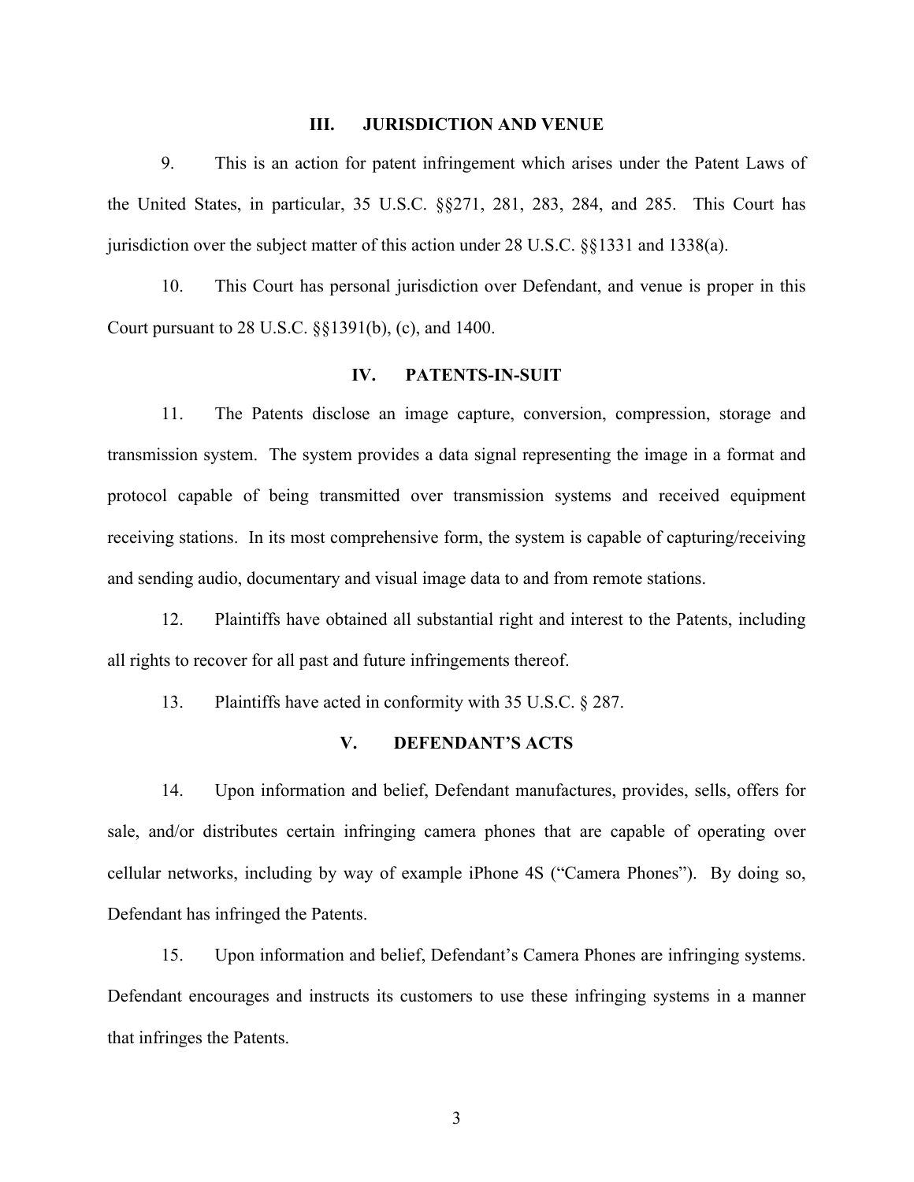## III. JURISDICTION AND VENUE

9. This is an action for patent infringement which arises under the Patent Laws of the United States, in particular, 35 U.S.C. §§271, 281, 283, 284, and 285. This Court has jurisdiction over the subject matter of this action under 28 U.S.C. §§1331 and 1338(a).

10. This Court has personal jurisdiction over Defendant, and venue is proper in this Court pursuant to 28 U.S.C. §§1391(b), (c), and 1400.

## IV. PATENTS-IN-SUIT

11. The Patents disclose an image capture, conversion, compression, storage and transmission system. The system provides a data signal representing the image in a format and protocol capable of being transmitted over transmission systems and received equipment receiving stations. In its most comprehensive form, the system is capable of capturing/receiving and sending audio, documentary and visual image data to and from remote stations.

12. Plaintiffs have obtained all substantial right and interest to the Patents, including all rights to recover for all past and future infringements thereof.

13. Plaintiffs have acted in conformity with 35 U.S.C. § 287.

## V. DEFENDANT'S ACTS

14. Upon information and belief, Defendant manufactures, provides, sells, offers for sale, and/or distributes certain infringing camera phones that are capable of operating over cellular networks, including by way of example iPhone 4S ("Camera Phones"). By doing so, Defendant has infringed the Patents.

15. Upon information and belief, Defendant's Camera Phones are infringing systems. Defendant encourages and instructs its customers to use these infringing systems in a manner that infringes the Patents.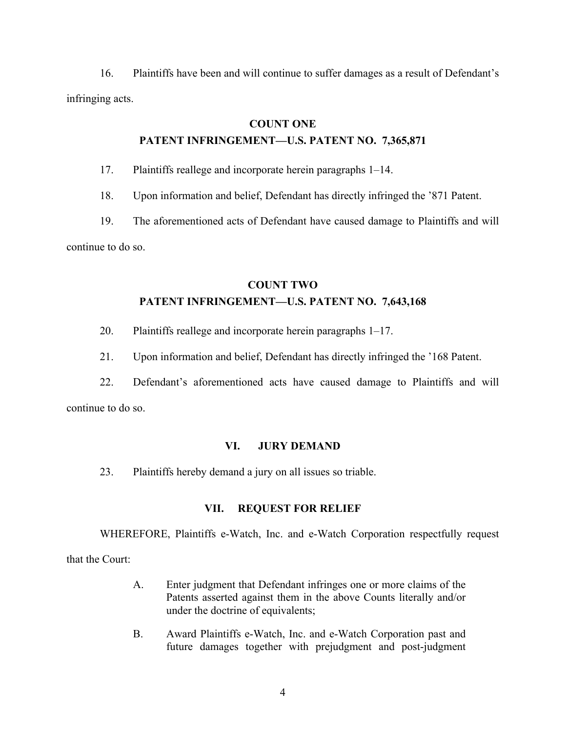16. Plaintiffs have been and will continue to suffer damages as a result of Defendant's infringing acts.

### COUNT ONE
### PATENT INFRINGEMENT—U.S. PATENT NO. 7,365,871

17. Plaintiffs reallege and incorporate herein paragraphs 1–14.

18. Upon information and belief, Defendant has directly infringed the '871 Patent.

19. The aforementioned acts of Defendant have caused damage to Plaintiffs and will continue to do so.

### COUNT TWO
### PATENT INFRINGEMENT—U.S. PATENT NO. 7,643,168

20. Plaintiffs reallege and incorporate herein paragraphs 1–17.

21. Upon information and belief, Defendant has directly infringed the '168 Patent.

22. Defendant's aforementioned acts have caused damage to Plaintiffs and will continue to do so.

## VI. JURY DEMAND

23. Plaintiffs hereby demand a jury on all issues so triable.

## VII. REQUEST FOR RELIEF

WHEREFORE, Plaintiffs e-Watch, Inc. and e-Watch Corporation respectfully request that the Court:

A. Enter judgment that Defendant infringes one or more claims of the Patents asserted against them in the above Counts literally and/or under the doctrine of equivalents;

B. Award Plaintiffs e-Watch, Inc. and e-Watch Corporation past and future damages together with prejudgment and post-judgment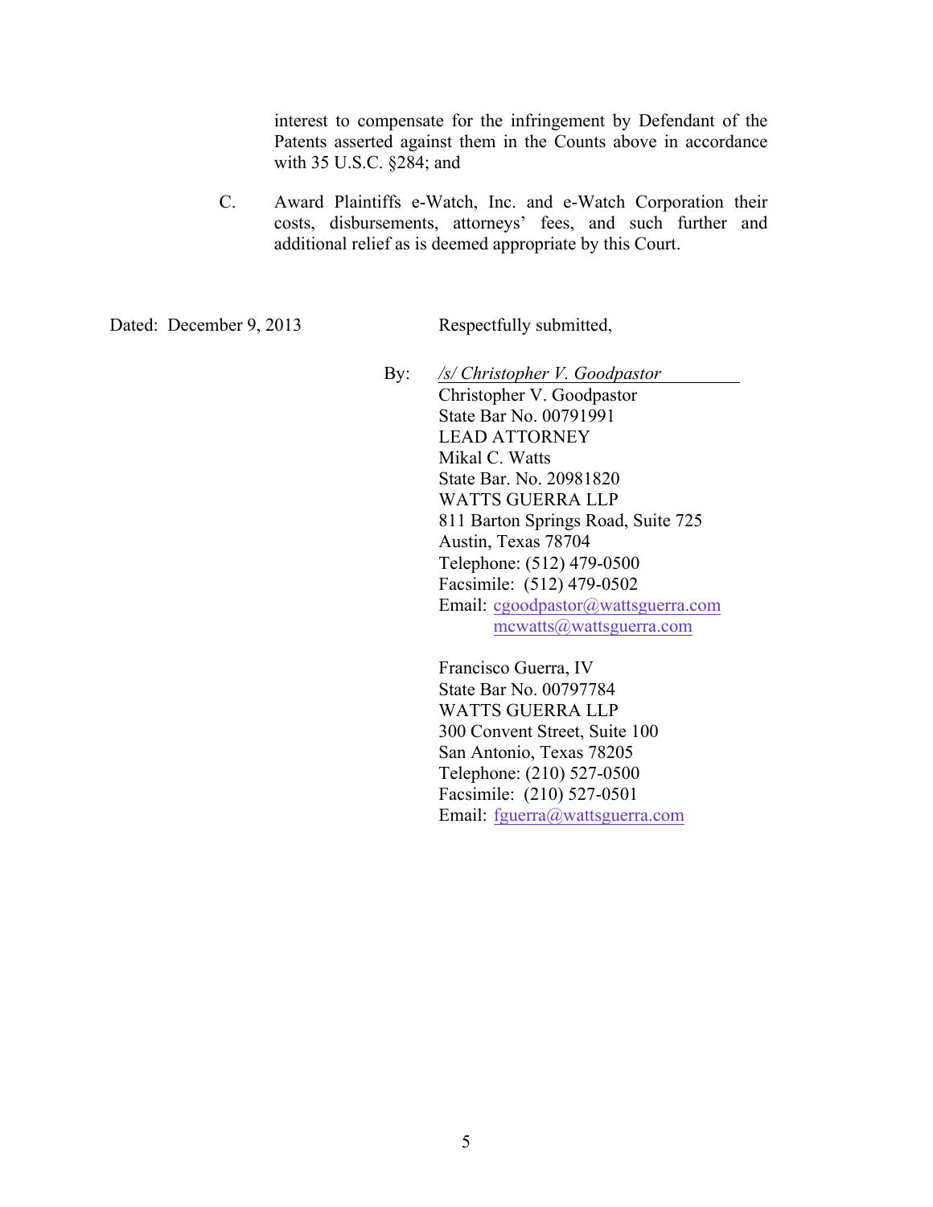interest to compensate for the infringement by Defendant of the Patents asserted against them in the Counts above in accordance with 35 U.S.C. §284; and

C. Award Plaintiffs e-Watch, Inc. and e-Watch Corporation their costs, disbursements, attorneys' fees, and such further and additional relief as is deemed appropriate by this Court.

Dated: December 9, 2013

Respectfully submitted,

By: */s/ Christopher V. Goodpastor*
Christopher V. Goodpastor
State Bar No. 00791991
LEAD ATTORNEY
Mikal C. Watts
State Bar. No. 20981820
WATTS GUERRA LLP
811 Barton Springs Road, Suite 725
Austin, Texas 78704
Telephone: (512) 479-0500
Facsimile: (512) 479-0502
Email: cgoodpastor@wattsguerra.com
mcwatts@wattsguerra.com

Francisco Guerra, IV
State Bar No. 00797784
WATTS GUERRA LLP
300 Convent Street, Suite 100
San Antonio, Texas 78205
Telephone: (210) 527-0500
Facsimile: (210) 527-0501
Email: fguerra@wattsguerra.com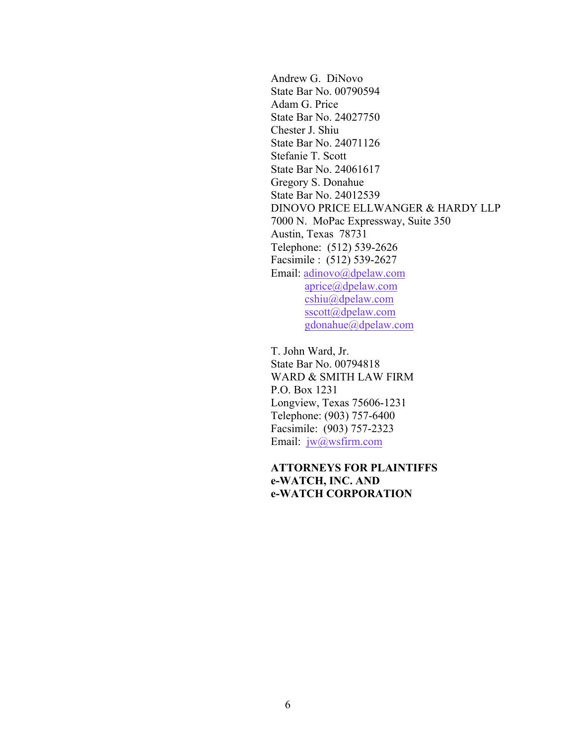Andrew G. DiNovo
State Bar No. 00790594
Adam G. Price
State Bar No. 24027750
Chester J. Shiu
State Bar No. 24071126
Stefanie T. Scott
State Bar No. 24061617
Gregory S. Donahue
State Bar No. 24012539
DINOVO PRICE ELLWANGER & HARDY LLP
7000 N. MoPac Expressway, Suite 350
Austin, Texas 78731
Telephone: (512) 539-2626
Facsimile : (512) 539-2627
Email: adinovo@dpelaw.com
aprice@dpelaw.com
cshiu@dpelaw.com
sscott@dpelaw.com
gdonahue@dpelaw.com

T. John Ward, Jr.
State Bar No. 00794818
WARD & SMITH LAW FIRM
P.O. Box 1231
Longview, Texas 75606-1231
Telephone: (903) 757-6400
Facsimile: (903) 757-2323
Email: jw@wsfirm.com

**ATTORNEYS FOR PLAINTIFFS**
**e-WATCH, INC. AND**
**e-WATCH CORPORATION**